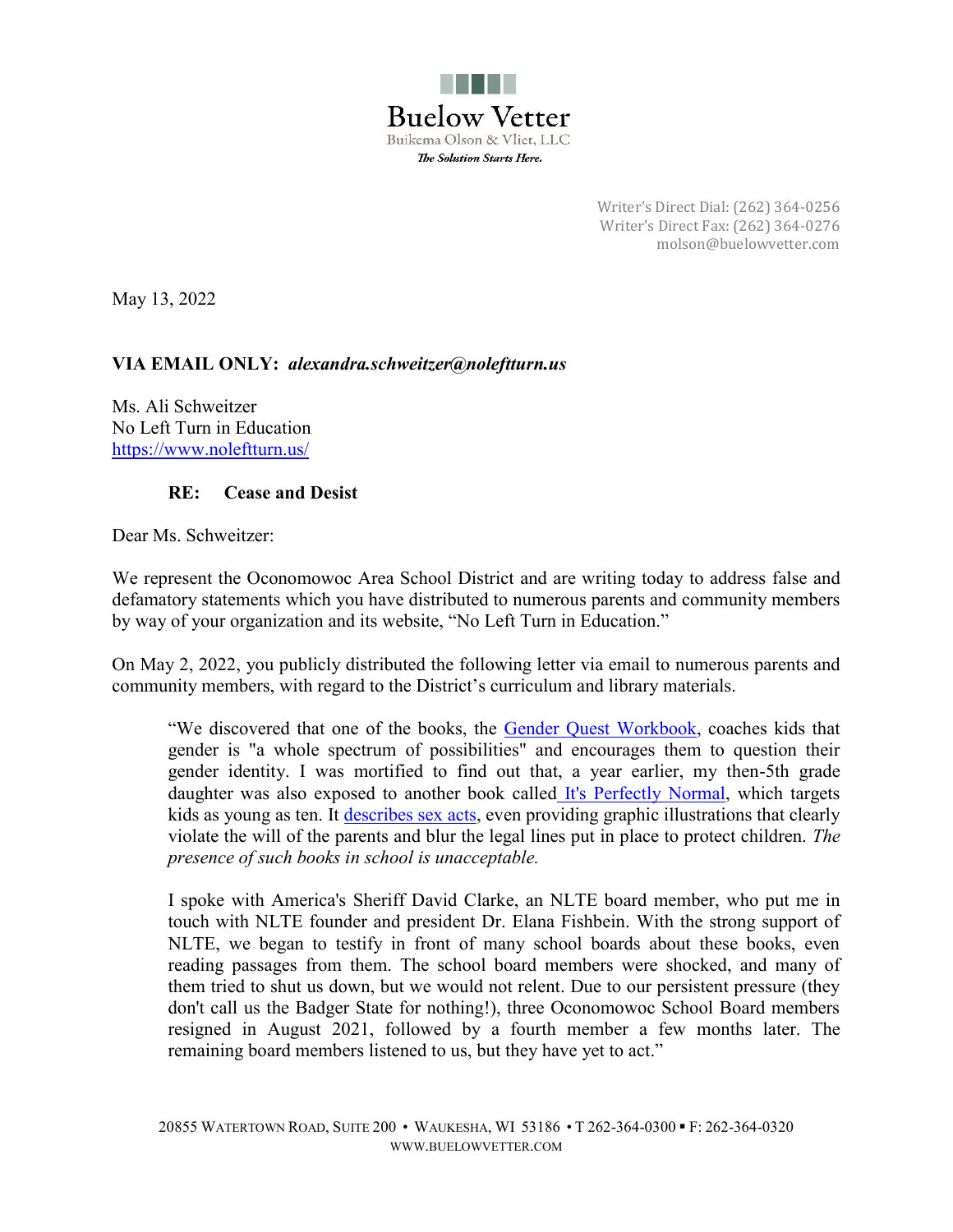**Buelow Vetter**
Buikema Olson & Vliet, LLC
*The Solution Starts Here.*

Writer's Direct Dial: (262) 364-0256
Writer's Direct Fax: (262) 364-0276
molson@buelowvetter.com

May 13, 2022

**VIA EMAIL ONLY:** ***alexandra.schweitzer@noleftturn.us***

Ms. Ali Schweitzer
No Left Turn in Education
https://www.noleftturn.us/

**RE: Cease and Desist**

Dear Ms. Schweitzer:

We represent the Oconomowoc Area School District and are writing today to address false and defamatory statements which you have distributed to numerous parents and community members by way of your organization and its website, "No Left Turn in Education."

On May 2, 2022, you publicly distributed the following letter via email to numerous parents and community members, with regard to the District's curriculum and library materials.

> "We discovered that one of the books, the Gender Quest Workbook, coaches kids that gender is "a whole spectrum of possibilities" and encourages them to question their gender identity. I was mortified to find out that, a year earlier, my then-5th grade daughter was also exposed to another book called It's Perfectly Normal, which targets kids as young as ten. It describes sex acts, even providing graphic illustrations that clearly violate the will of the parents and blur the legal lines put in place to protect children. *The presence of such books in school is unacceptable.*
>
> I spoke with America's Sheriff David Clarke, an NLTE board member, who put me in touch with NLTE founder and president Dr. Elana Fishbein. With the strong support of NLTE, we began to testify in front of many school boards about these books, even reading passages from them. The school board members were shocked, and many of them tried to shut us down, but we would not relent. Due to our persistent pressure (they don't call us the Badger State for nothing!), three Oconomowoc School Board members resigned in August 2021, followed by a fourth member a few months later. The remaining board members listened to us, but they have yet to act."

20855 Watertown Road, Suite 200 • Waukesha, WI 53186 • T 262-364-0300 ▪ F: 262-364-0320
www.buelowvetter.com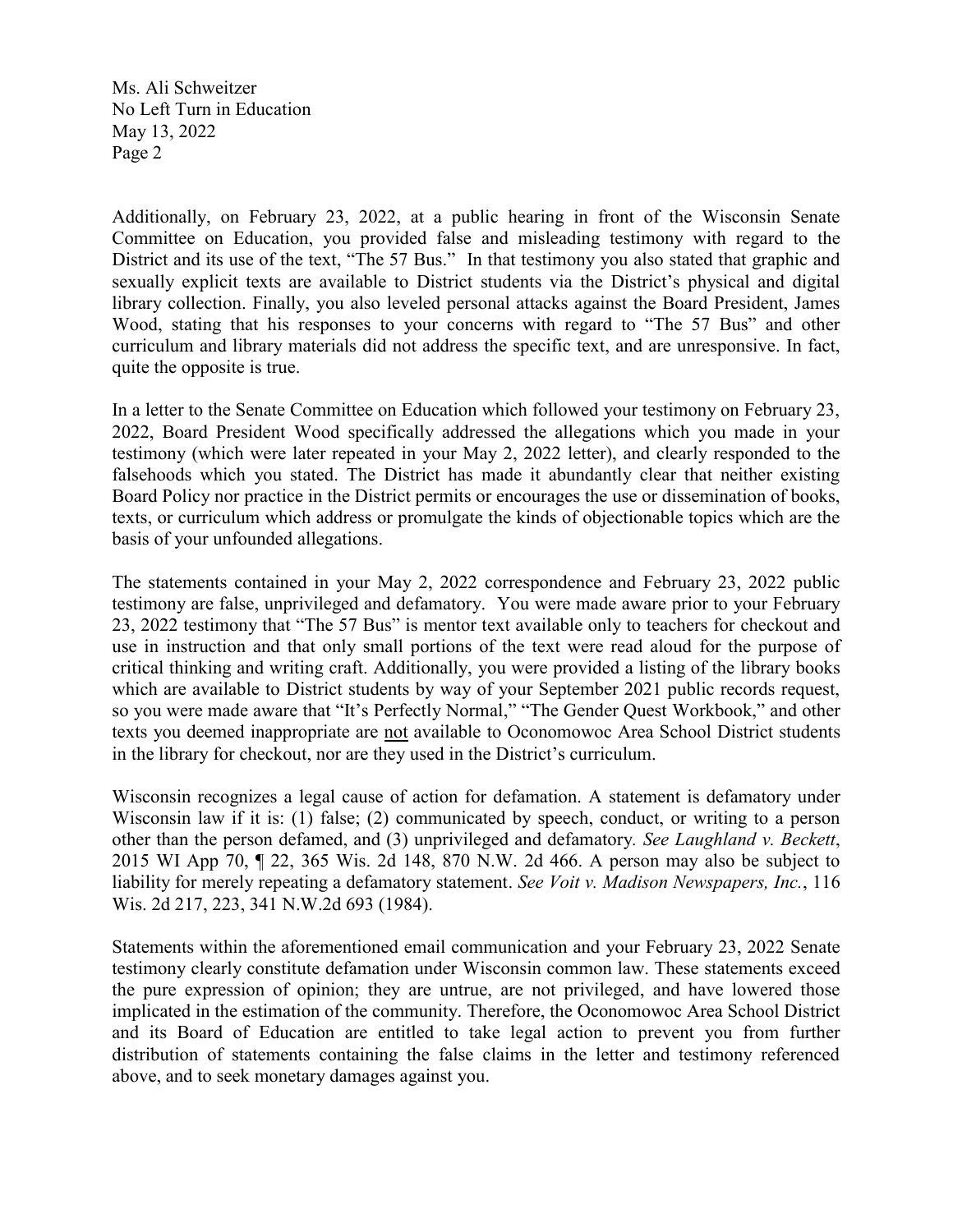Additionally, on February 23, 2022, at a public hearing in front of the Wisconsin Senate Committee on Education, you provided false and misleading testimony with regard to the District and its use of the text, "The 57 Bus." In that testimony you also stated that graphic and sexually explicit texts are available to District students via the District's physical and digital library collection. Finally, you also leveled personal attacks against the Board President, James Wood, stating that his responses to your concerns with regard to "The 57 Bus" and other curriculum and library materials did not address the specific text, and are unresponsive. In fact, quite the opposite is true.

In a letter to the Senate Committee on Education which followed your testimony on February 23, 2022, Board President Wood specifically addressed the allegations which you made in your testimony (which were later repeated in your May 2, 2022 letter), and clearly responded to the falsehoods which you stated. The District has made it abundantly clear that neither existing Board Policy nor practice in the District permits or encourages the use or dissemination of books, texts, or curriculum which address or promulgate the kinds of objectionable topics which are the basis of your unfounded allegations.

The statements contained in your May 2, 2022 correspondence and February 23, 2022 public testimony are false, unprivileged and defamatory. You were made aware prior to your February 23, 2022 testimony that "The 57 Bus" is mentor text available only to teachers for checkout and use in instruction and that only small portions of the text were read aloud for the purpose of critical thinking and writing craft. Additionally, you were provided a listing of the library books which are available to District students by way of your September 2021 public records request, so you were made aware that "It's Perfectly Normal," "The Gender Quest Workbook," and other texts you deemed inappropriate are <u>not</u> available to Oconomowoc Area School District students in the library for checkout, nor are they used in the District's curriculum.

Wisconsin recognizes a legal cause of action for defamation. A statement is defamatory under Wisconsin law if it is: (1) false; (2) communicated by speech, conduct, or writing to a person other than the person defamed, and (3) unprivileged and defamatory. *See Laughland v. Beckett*, 2015 WI App 70, ¶ 22, 365 Wis. 2d 148, 870 N.W. 2d 466. A person may also be subject to liability for merely repeating a defamatory statement. *See Voit v. Madison Newspapers, Inc.*, 116 Wis. 2d 217, 223, 341 N.W.2d 693 (1984).

Statements within the aforementioned email communication and your February 23, 2022 Senate testimony clearly constitute defamation under Wisconsin common law. These statements exceed the pure expression of opinion; they are untrue, are not privileged, and have lowered those implicated in the estimation of the community. Therefore, the Oconomowoc Area School District and its Board of Education are entitled to take legal action to prevent you from further distribution of statements containing the false claims in the letter and testimony referenced above, and to seek monetary damages against you.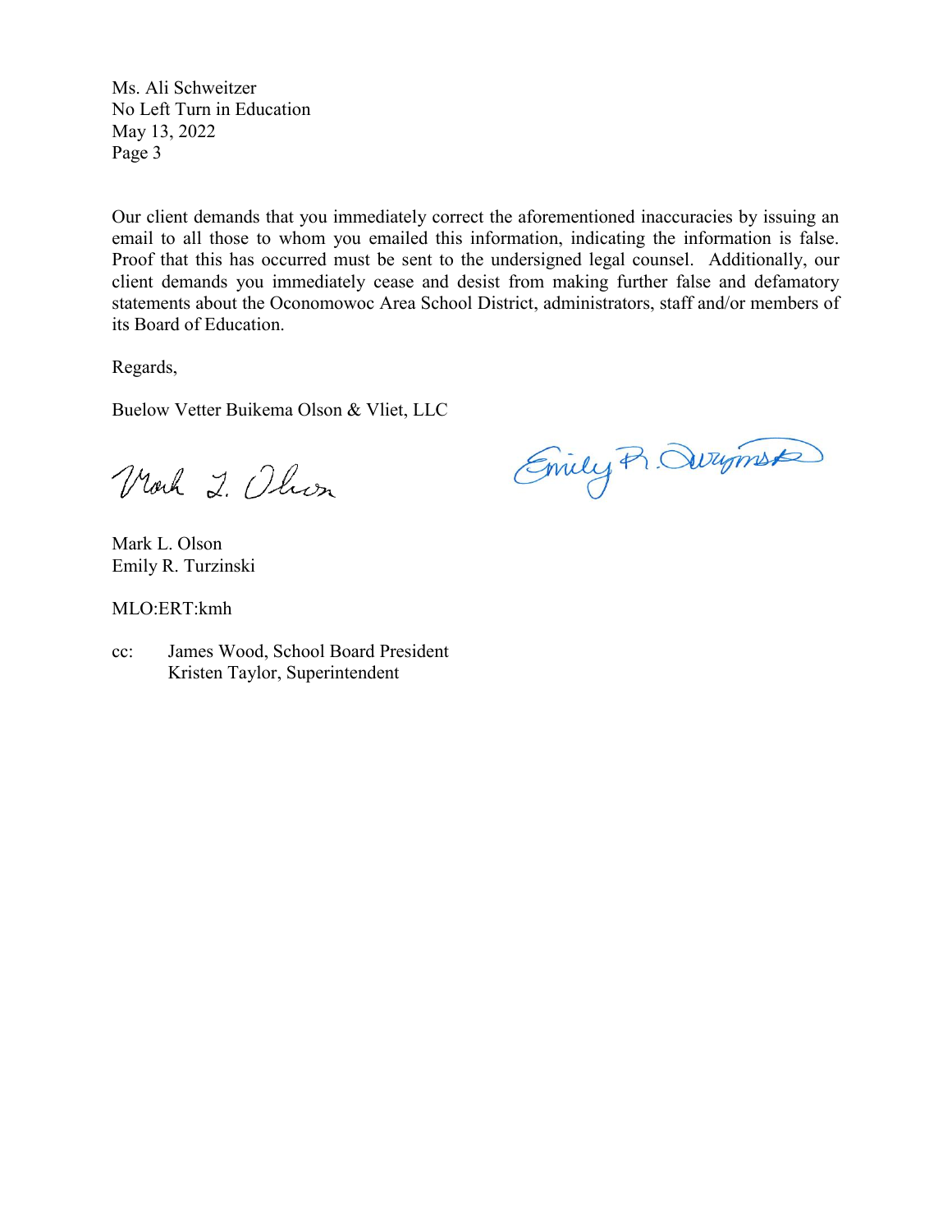Ms. Ali Schweitzer
No Left Turn in Education
May 13, 2022
Page 3

Our client demands that you immediately correct the aforementioned inaccuracies by issuing an email to all those to whom you emailed this information, indicating the information is false. Proof that this has occurred must be sent to the undersigned legal counsel. Additionally, our client demands you immediately cease and desist from making further false and defamatory statements about the Oconomowoc Area School District, administrators, staff and/or members of its Board of Education.

Regards,

Buelow Vetter Buikema Olson & Vliet, LLC

Mark L. Olson
Emily R. Turzinski

MLO:ERT:kmh

cc: James Wood, School Board President
Kristen Taylor, Superintendent